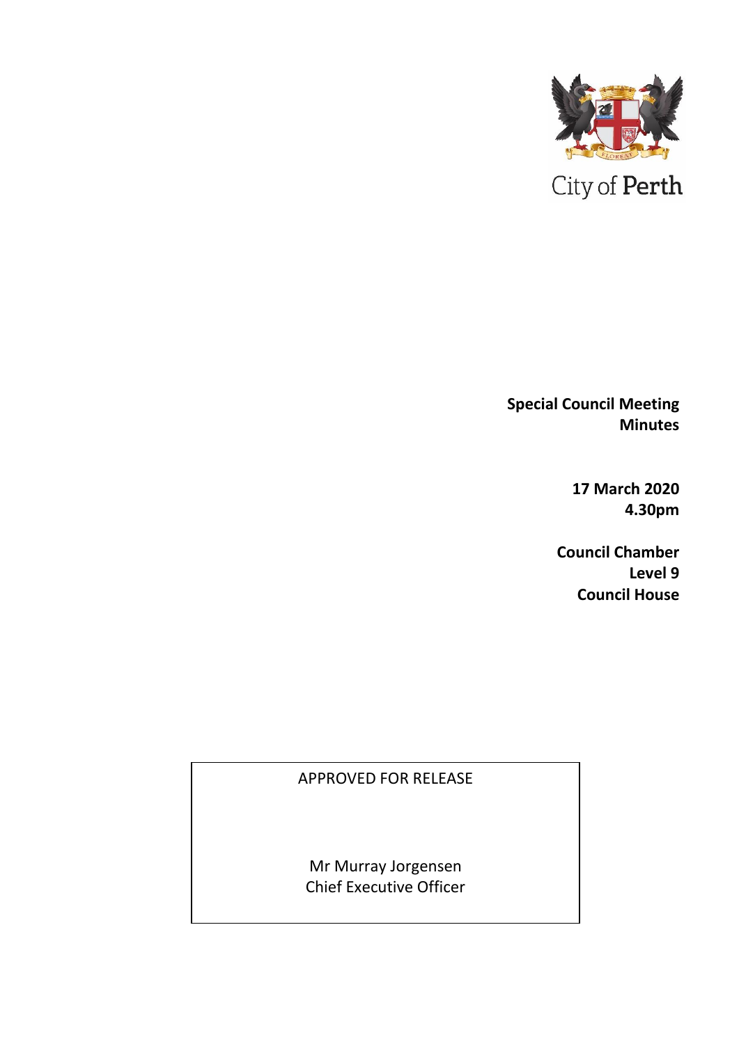City of Perth

**Special Council Meeting Minutes**

**17 March 2020 4.30pm**

**Council Chamber Level 9 Council House**

APPROVED FOR RELEASE

Mr Murray Jorgensen
Chief Executive Officer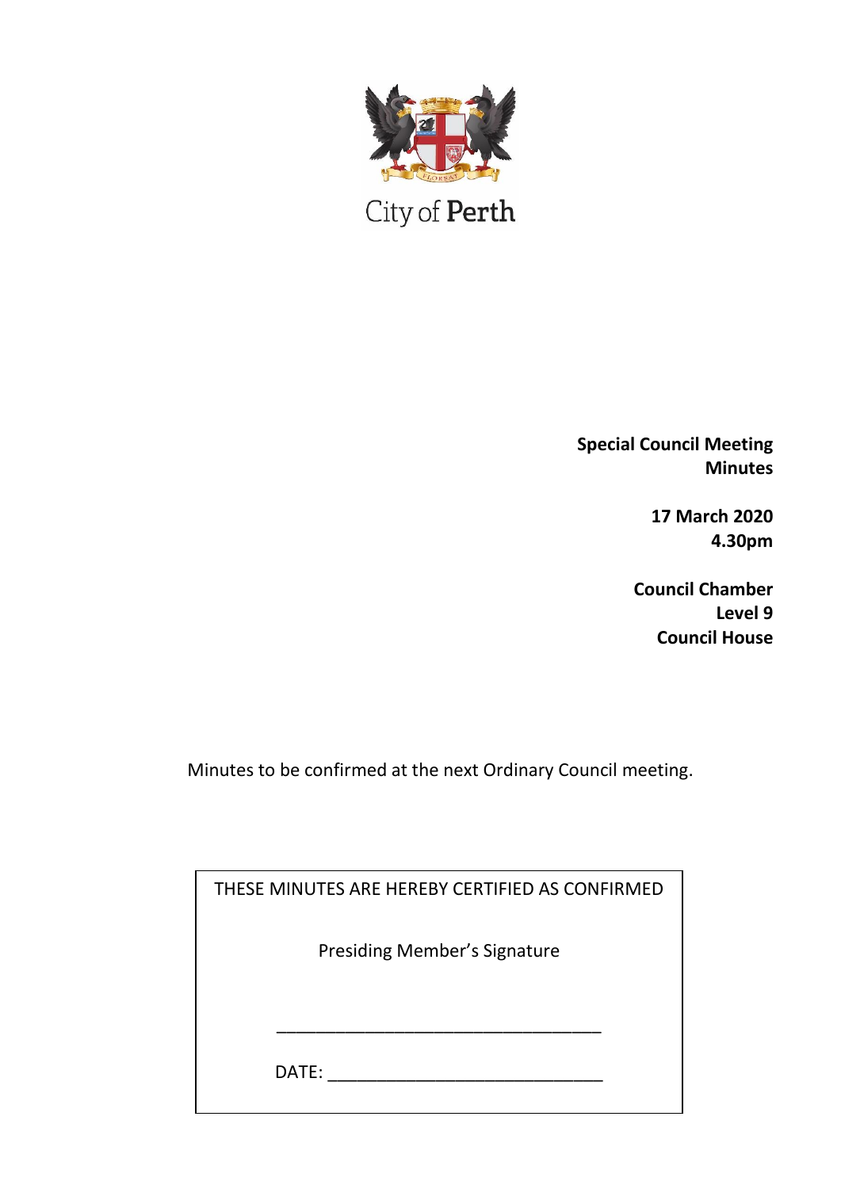City of Perth

**Special Council Meeting**
**Minutes**

**17 March 2020**
**4.30pm**

**Council Chamber**
**Level 9**
**Council House**

Minutes to be confirmed at the next Ordinary Council meeting.

THESE MINUTES ARE HEREBY CERTIFIED AS CONFIRMED

Presiding Member's Signature

\_\_\_\_\_\_\_\_\_\_\_\_\_\_\_\_\_\_\_\_\_\_\_\_\_\_\_\_\_\_\_\_\_\_

DATE: \_\_\_\_\_\_\_\_\_\_\_\_\_\_\_\_\_\_\_\_\_\_\_\_\_\_\_\_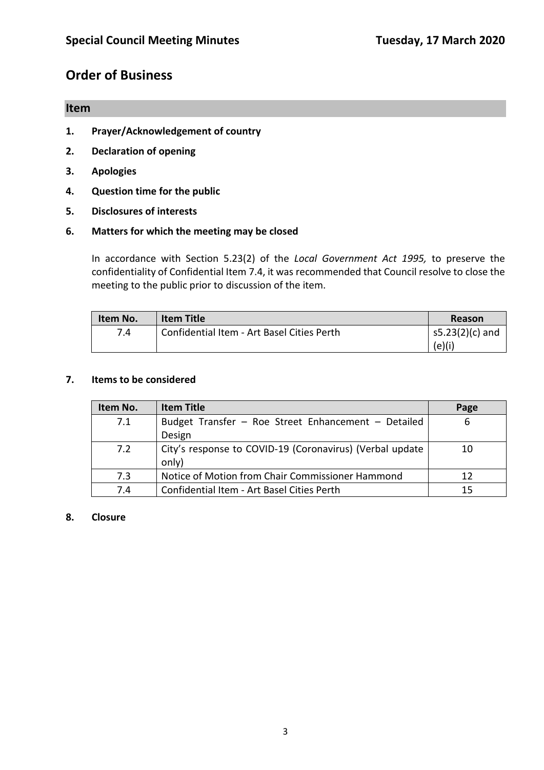# Order of Business

## Item

1. **Prayer/Acknowledgement of country**
2. **Declaration of opening**
3. **Apologies**
4. **Question time for the public**
5. **Disclosures of interests**
6. **Matters for which the meeting may be closed**

   In accordance with Section 5.23(2) of the *Local Government Act 1995,* to preserve the confidentiality of Confidential Item 7.4, it was recommended that Council resolve to close the meeting to the public prior to discussion of the item.

| Item No. | Item Title | Reason |
|---|---|---|
| 7.4 | Confidential Item - Art Basel Cities Perth | s5.23(2)(c) and (e)(i) |

7. **Items to be considered**

| Item No. | Item Title | Page |
|---|---|---|
| 7.1 | Budget Transfer – Roe Street Enhancement – Detailed Design | 6 |
| 7.2 | City's response to COVID-19 (Coronavirus) (Verbal update only) | 10 |
| 7.3 | Notice of Motion from Chair Commissioner Hammond | 12 |
| 7.4 | Confidential Item - Art Basel Cities Perth | 15 |

8. **Closure**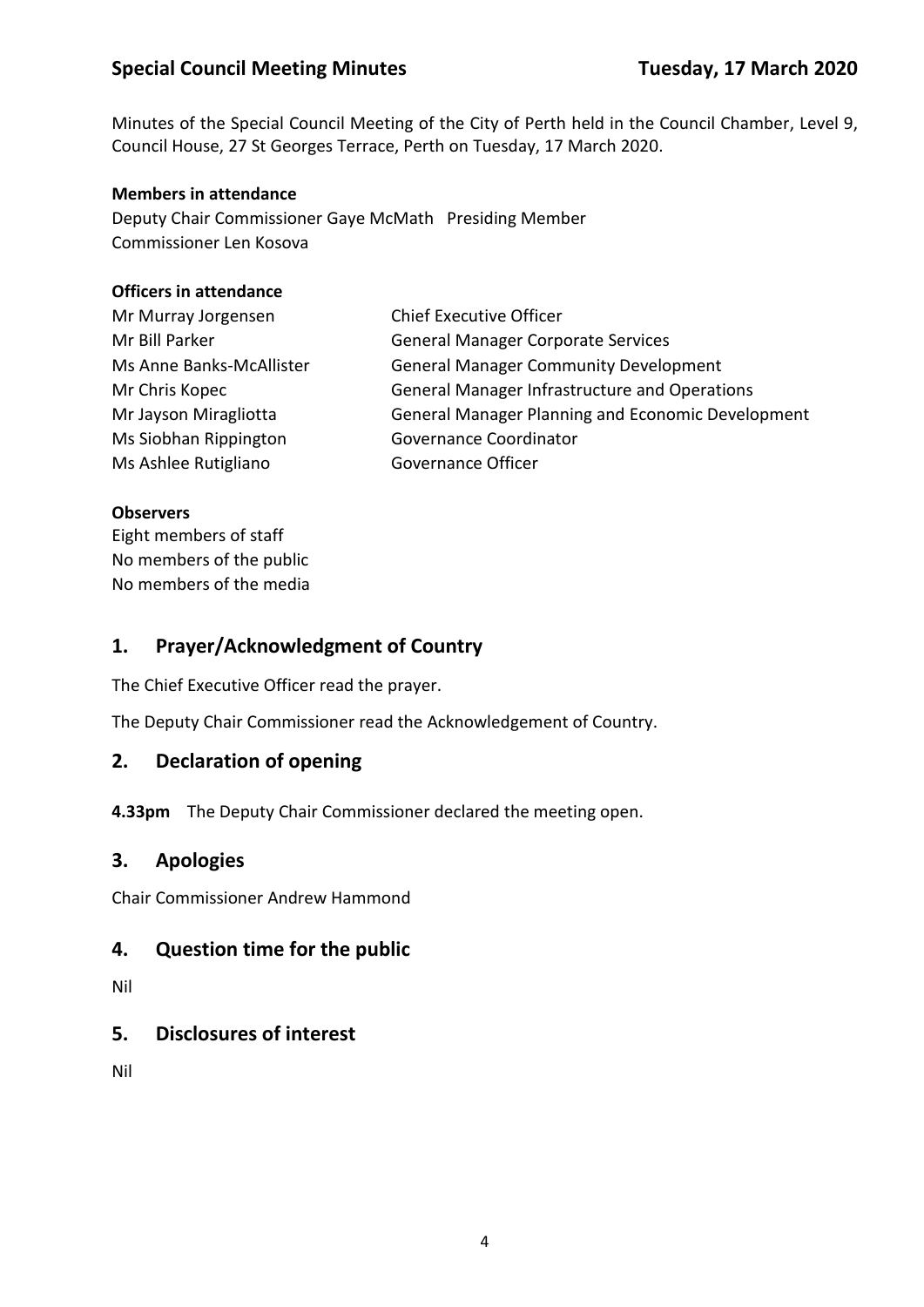Minutes of the Special Council Meeting of the City of Perth held in the Council Chamber, Level 9, Council House, 27 St Georges Terrace, Perth on Tuesday, 17 March 2020.

**Members in attendance**

Deputy Chair Commissioner Gaye McMath Presiding Member
Commissioner Len Kosova

**Officers in attendance**

| | |
|---|---|
| Mr Murray Jorgensen | Chief Executive Officer |
| Mr Bill Parker | General Manager Corporate Services |
| Ms Anne Banks-McAllister | General Manager Community Development |
| Mr Chris Kopec | General Manager Infrastructure and Operations |
| Mr Jayson Miragliotta | General Manager Planning and Economic Development |
| Ms Siobhan Rippington | Governance Coordinator |
| Ms Ashlee Rutigliano | Governance Officer |

**Observers**

Eight members of staff
No members of the public
No members of the media

## 1. Prayer/Acknowledgment of Country

The Chief Executive Officer read the prayer.

The Deputy Chair Commissioner read the Acknowledgement of Country.

## 2. Declaration of opening

**4.33pm** The Deputy Chair Commissioner declared the meeting open.

## 3. Apologies

Chair Commissioner Andrew Hammond

## 4. Question time for the public

Nil

## 5. Disclosures of interest

Nil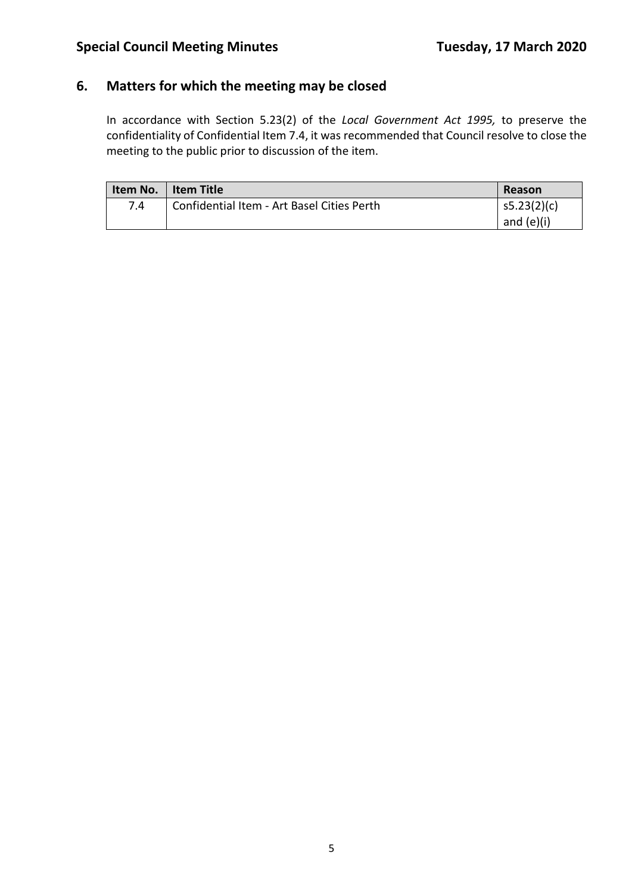## 6. Matters for which the meeting may be closed

In accordance with Section 5.23(2) of the *Local Government Act 1995,* to preserve the confidentiality of Confidential Item 7.4, it was recommended that Council resolve to close the meeting to the public prior to discussion of the item.

| Item No. | Item Title | Reason |
|---|---|---|
| 7.4 | Confidential Item - Art Basel Cities Perth | s5.23(2)(c) and (e)(i) |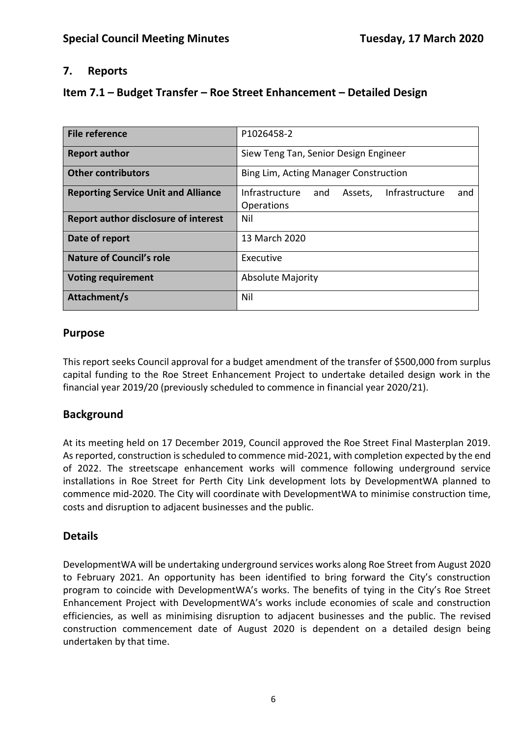## 7. Reports

## Item 7.1 – Budget Transfer – Roe Street Enhancement – Detailed Design

| | |
|---|---|
| **File reference** | P1026458-2 |
| **Report author** | Siew Teng Tan, Senior Design Engineer |
| **Other contributors** | Bing Lim, Acting Manager Construction |
| **Reporting Service Unit and Alliance** | Infrastructure and Assets, Infrastructure and Operations |
| **Report author disclosure of interest** | Nil |
| **Date of report** | 13 March 2020 |
| **Nature of Council's role** | Executive |
| **Voting requirement** | Absolute Majority |
| **Attachment/s** | Nil |

## Purpose

This report seeks Council approval for a budget amendment of the transfer of $500,000 from surplus capital funding to the Roe Street Enhancement Project to undertake detailed design work in the financial year 2019/20 (previously scheduled to commence in financial year 2020/21).

## Background

At its meeting held on 17 December 2019, Council approved the Roe Street Final Masterplan 2019. As reported, construction is scheduled to commence mid-2021, with completion expected by the end of 2022. The streetscape enhancement works will commence following underground service installations in Roe Street for Perth City Link development lots by DevelopmentWA planned to commence mid-2020. The City will coordinate with DevelopmentWA to minimise construction time, costs and disruption to adjacent businesses and the public.

## Details

DevelopmentWA will be undertaking underground services works along Roe Street from August 2020 to February 2021. An opportunity has been identified to bring forward the City's construction program to coincide with DevelopmentWA's works. The benefits of tying in the City's Roe Street Enhancement Project with DevelopmentWA's works include economies of scale and construction efficiencies, as well as minimising disruption to adjacent businesses and the public. The revised construction commencement date of August 2020 is dependent on a detailed design being undertaken by that time.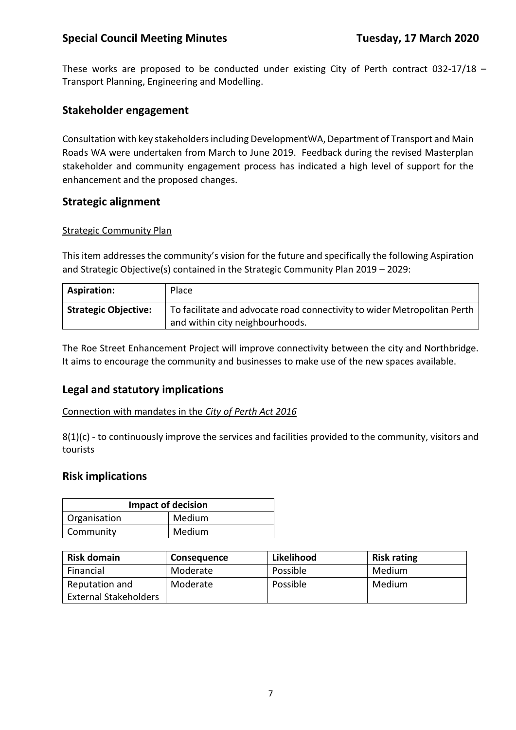These works are proposed to be conducted under existing City of Perth contract 032-17/18 – Transport Planning, Engineering and Modelling.

## Stakeholder engagement

Consultation with key stakeholders including DevelopmentWA, Department of Transport and Main Roads WA were undertaken from March to June 2019. Feedback during the revised Masterplan stakeholder and community engagement process has indicated a high level of support for the enhancement and the proposed changes.

## Strategic alignment

Strategic Community Plan

This item addresses the community's vision for the future and specifically the following Aspiration and Strategic Objective(s) contained in the Strategic Community Plan 2019 – 2029:

| **Aspiration:** | Place |
|---|---|
| **Strategic Objective:** | To facilitate and advocate road connectivity to wider Metropolitan Perth and within city neighbourhoods. |

The Roe Street Enhancement Project will improve connectivity between the city and Northbridge. It aims to encourage the community and businesses to make use of the new spaces available.

## Legal and statutory implications

Connection with mandates in the *City of Perth Act 2016*

8(1)(c) - to continuously improve the services and facilities provided to the community, visitors and tourists

## Risk implications

| **Impact of decision** | |
|---|---|
| Organisation | Medium |
| Community | Medium |

| **Risk domain** | **Consequence** | **Likelihood** | **Risk rating** |
|---|---|---|---|
| Financial | Moderate | Possible | Medium |
| Reputation and External Stakeholders | Moderate | Possible | Medium |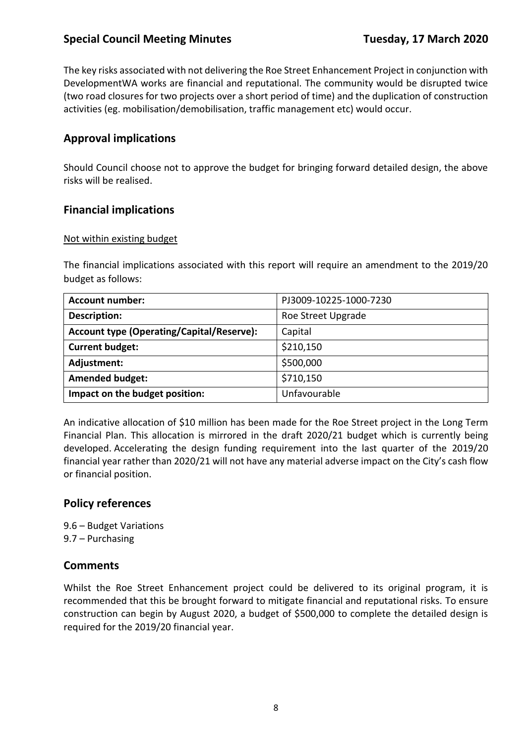The key risks associated with not delivering the Roe Street Enhancement Project in conjunction with DevelopmentWA works are financial and reputational. The community would be disrupted twice (two road closures for two projects over a short period of time) and the duplication of construction activities (eg. mobilisation/demobilisation, traffic management etc) would occur.

## Approval implications

Should Council choose not to approve the budget for bringing forward detailed design, the above risks will be realised.

## Financial implications

Not within existing budget

The financial implications associated with this report will require an amendment to the 2019/20 budget as follows:

| **Account number:** | PJ3009-10225-1000-7230 |
|---|---|
| **Description:** | Roe Street Upgrade |
| **Account type (Operating/Capital/Reserve):** | Capital |
| **Current budget:** | \$210,150 |
| **Adjustment:** | \$500,000 |
| **Amended budget:** | \$710,150 |
| **Impact on the budget position:** | Unfavourable |

An indicative allocation of \$10 million has been made for the Roe Street project in the Long Term Financial Plan. This allocation is mirrored in the draft 2020/21 budget which is currently being developed. Accelerating the design funding requirement into the last quarter of the 2019/20 financial year rather than 2020/21 will not have any material adverse impact on the City's cash flow or financial position.

## Policy references

9.6 – Budget Variations
9.7 – Purchasing

## Comments

Whilst the Roe Street Enhancement project could be delivered to its original program, it is recommended that this be brought forward to mitigate financial and reputational risks. To ensure construction can begin by August 2020, a budget of \$500,000 to complete the detailed design is required for the 2019/20 financial year.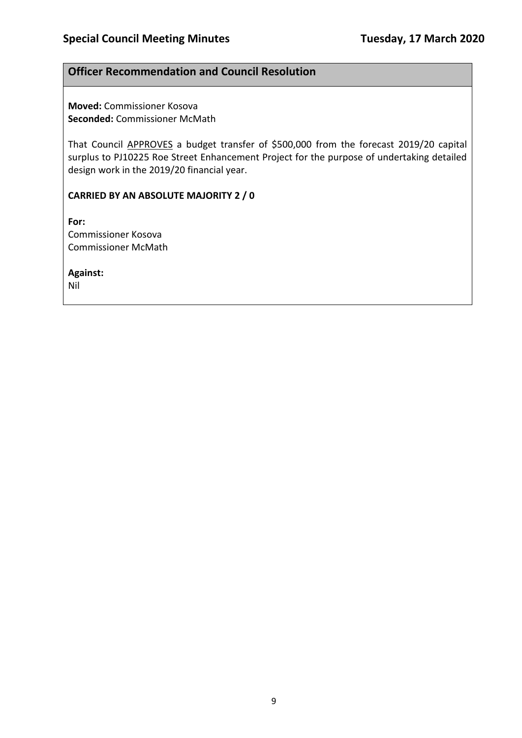## Officer Recommendation and Council Resolution

**Moved:** Commissioner Kosova
**Seconded:** Commissioner McMath

That Council APPROVES a budget transfer of $500,000 from the forecast 2019/20 capital surplus to PJ10225 Roe Street Enhancement Project for the purpose of undertaking detailed design work in the 2019/20 financial year.

**CARRIED BY AN ABSOLUTE MAJORITY 2 / 0**

**For:**
Commissioner Kosova
Commissioner McMath

**Against:**
Nil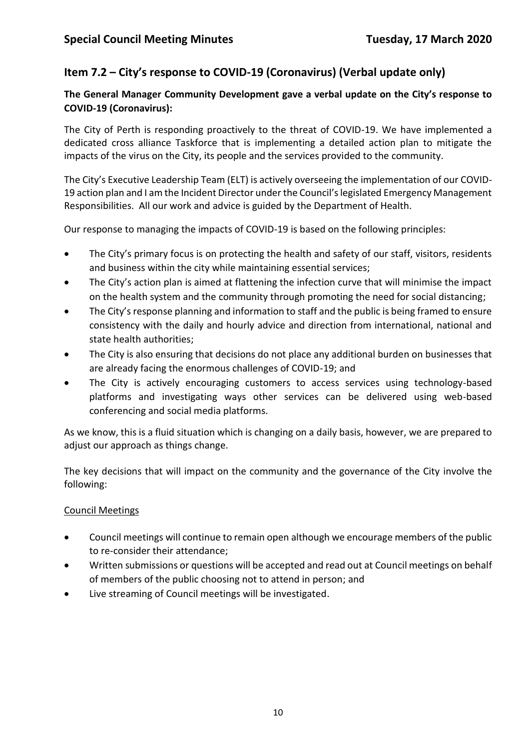## Item 7.2 – City's response to COVID-19 (Coronavirus) (Verbal update only)

**The General Manager Community Development gave a verbal update on the City's response to COVID-19 (Coronavirus):**

The City of Perth is responding proactively to the threat of COVID-19. We have implemented a dedicated cross alliance Taskforce that is implementing a detailed action plan to mitigate the impacts of the virus on the City, its people and the services provided to the community.

The City's Executive Leadership Team (ELT) is actively overseeing the implementation of our COVID-19 action plan and I am the Incident Director under the Council's legislated Emergency Management Responsibilities. All our work and advice is guided by the Department of Health.

Our response to managing the impacts of COVID-19 is based on the following principles:

- The City's primary focus is on protecting the health and safety of our staff, visitors, residents and business within the city while maintaining essential services;
- The City's action plan is aimed at flattening the infection curve that will minimise the impact on the health system and the community through promoting the need for social distancing;
- The City's response planning and information to staff and the public is being framed to ensure consistency with the daily and hourly advice and direction from international, national and state health authorities;
- The City is also ensuring that decisions do not place any additional burden on businesses that are already facing the enormous challenges of COVID-19; and
- The City is actively encouraging customers to access services using technology-based platforms and investigating ways other services can be delivered using web-based conferencing and social media platforms.

As we know, this is a fluid situation which is changing on a daily basis, however, we are prepared to adjust our approach as things change.

The key decisions that will impact on the community and the governance of the City involve the following:

<u>Council Meetings</u>

- Council meetings will continue to remain open although we encourage members of the public to re-consider their attendance;
- Written submissions or questions will be accepted and read out at Council meetings on behalf of members of the public choosing not to attend in person; and
- Live streaming of Council meetings will be investigated.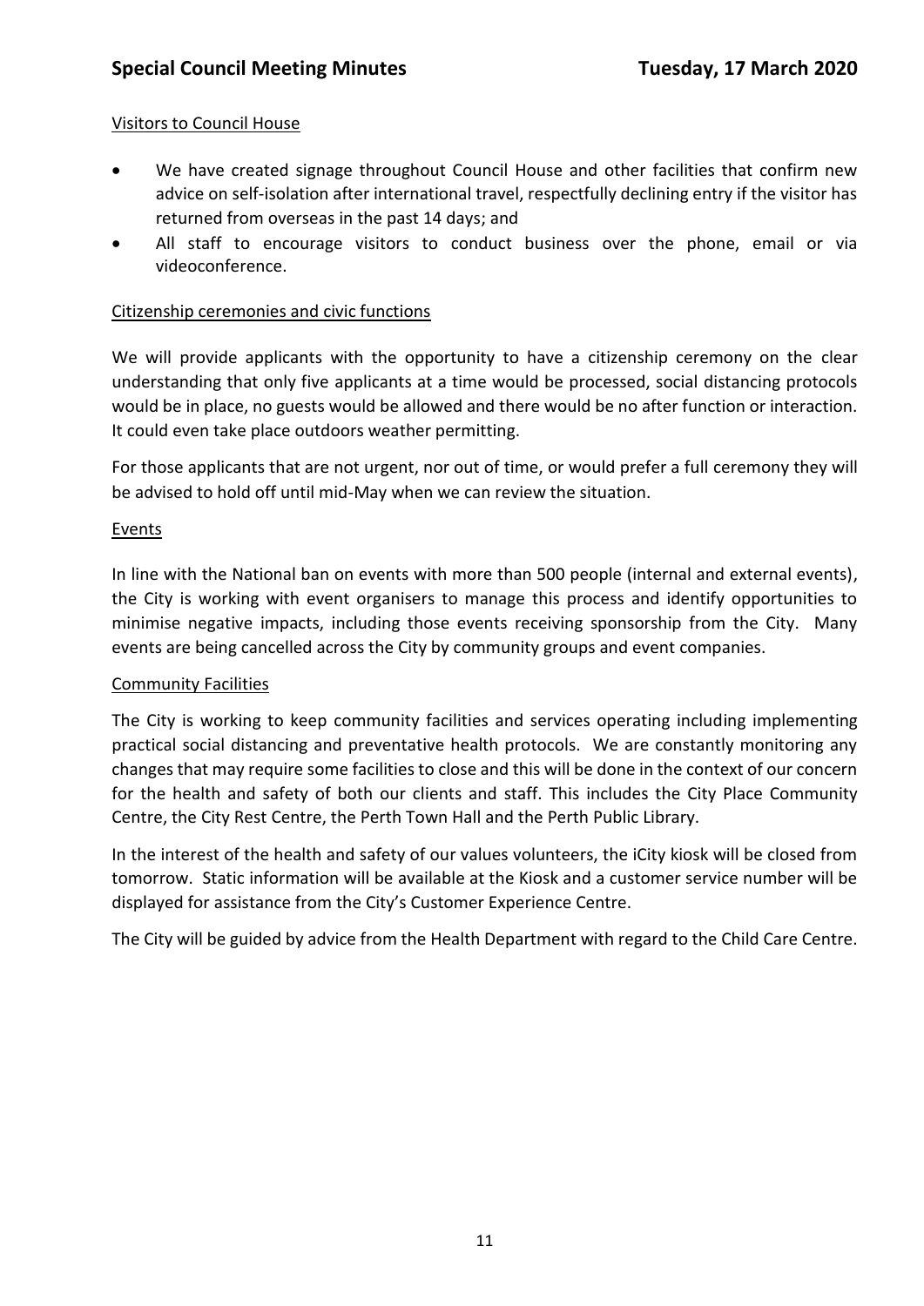Visitors to Council House

- We have created signage throughout Council House and other facilities that confirm new advice on self-isolation after international travel, respectfully declining entry if the visitor has returned from overseas in the past 14 days; and
- All staff to encourage visitors to conduct business over the phone, email or via videoconference.

Citizenship ceremonies and civic functions

We will provide applicants with the opportunity to have a citizenship ceremony on the clear understanding that only five applicants at a time would be processed, social distancing protocols would be in place, no guests would be allowed and there would be no after function or interaction. It could even take place outdoors weather permitting.

For those applicants that are not urgent, nor out of time, or would prefer a full ceremony they will be advised to hold off until mid-May when we can review the situation.

Events

In line with the National ban on events with more than 500 people (internal and external events), the City is working with event organisers to manage this process and identify opportunities to minimise negative impacts, including those events receiving sponsorship from the City. Many events are being cancelled across the City by community groups and event companies.

Community Facilities

The City is working to keep community facilities and services operating including implementing practical social distancing and preventative health protocols. We are constantly monitoring any changes that may require some facilities to close and this will be done in the context of our concern for the health and safety of both our clients and staff. This includes the City Place Community Centre, the City Rest Centre, the Perth Town Hall and the Perth Public Library.

In the interest of the health and safety of our values volunteers, the iCity kiosk will be closed from tomorrow. Static information will be available at the Kiosk and a customer service number will be displayed for assistance from the City's Customer Experience Centre.

The City will be guided by advice from the Health Department with regard to the Child Care Centre.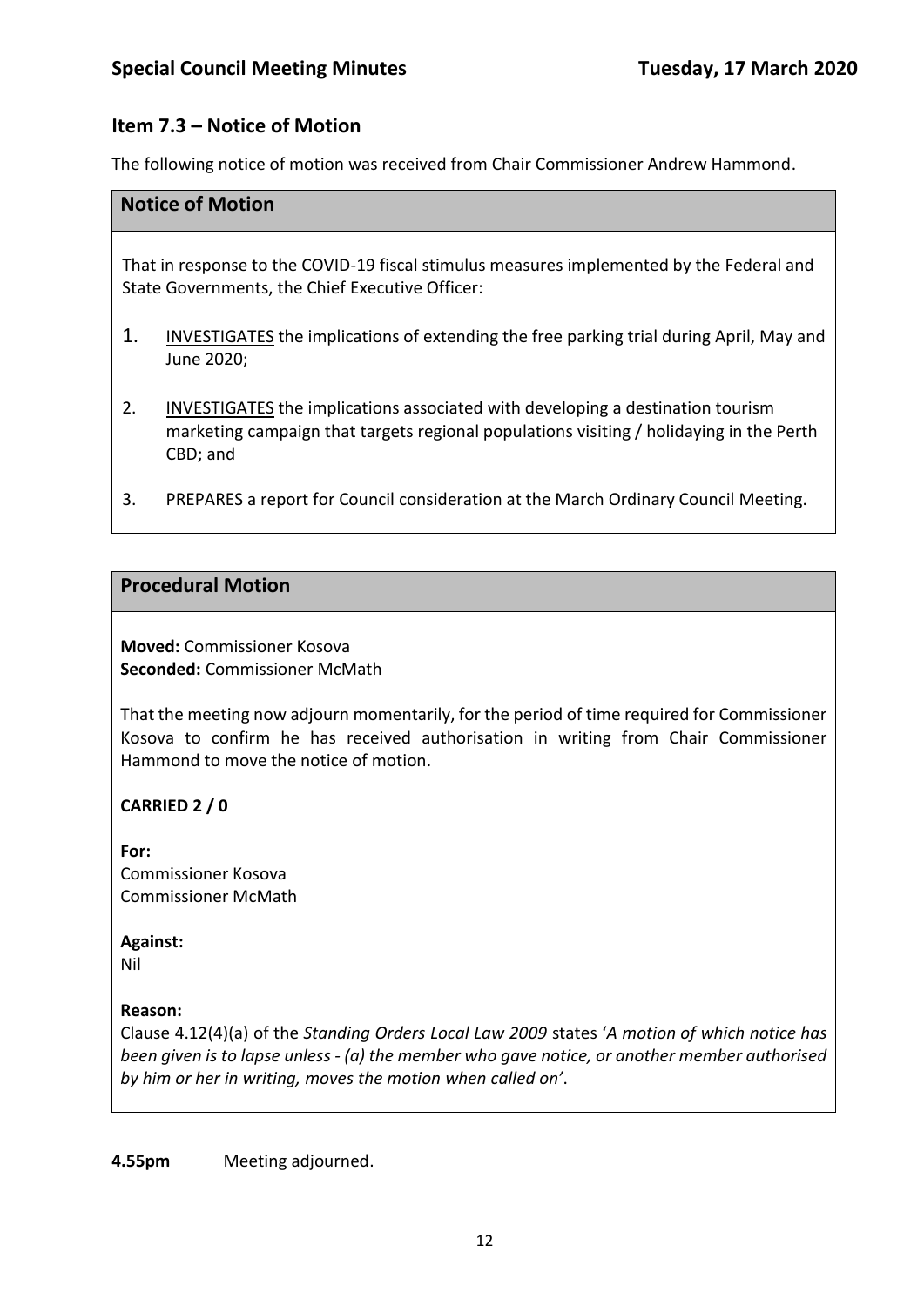## Item 7.3 – Notice of Motion

The following notice of motion was received from Chair Commissioner Andrew Hammond.

### Notice of Motion

That in response to the COVID-19 fiscal stimulus measures implemented by the Federal and State Governments, the Chief Executive Officer:

1. INVESTIGATES the implications of extending the free parking trial during April, May and June 2020;
2. INVESTIGATES the implications associated with developing a destination tourism marketing campaign that targets regional populations visiting / holidaying in the Perth CBD; and
3. PREPARES a report for Council consideration at the March Ordinary Council Meeting.

### Procedural Motion

**Moved:** Commissioner Kosova
**Seconded:** Commissioner McMath

That the meeting now adjourn momentarily, for the period of time required for Commissioner Kosova to confirm he has received authorisation in writing from Chair Commissioner Hammond to move the notice of motion.

**CARRIED 2 / 0**

**For:**
Commissioner Kosova
Commissioner McMath

**Against:**
Nil

**Reason:**
Clause 4.12(4)(a) of the *Standing Orders Local Law 2009* states '*A motion of which notice has been given is to lapse unless - (a) the member who gave notice, or another member authorised by him or her in writing, moves the motion when called on*'.

**4.55pm** Meeting adjourned.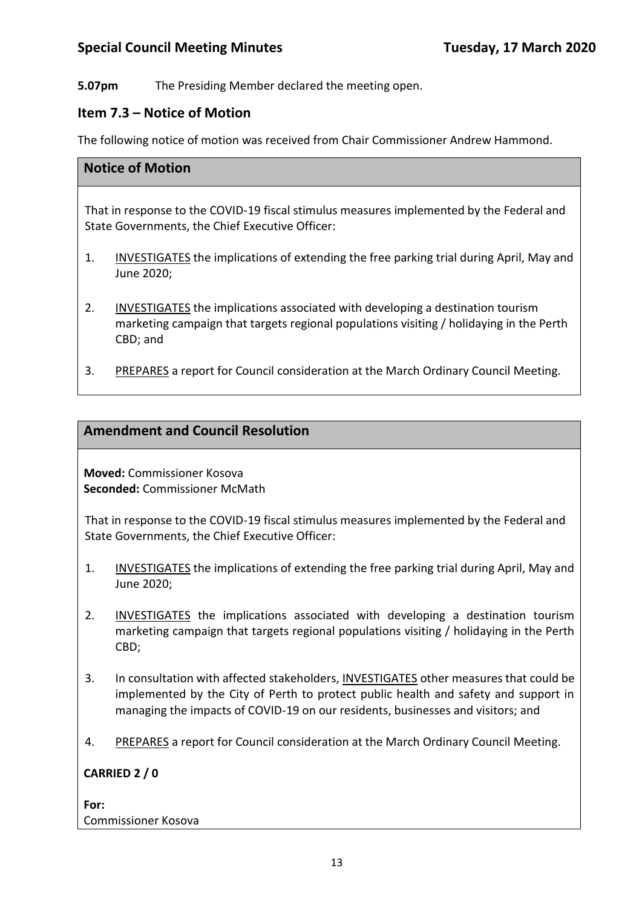**5.07pm** The Presiding Member declared the meeting open.

## Item 7.3 – Notice of Motion

The following notice of motion was received from Chair Commissioner Andrew Hammond.

### Notice of Motion

That in response to the COVID-19 fiscal stimulus measures implemented by the Federal and State Governments, the Chief Executive Officer:

1. INVESTIGATES the implications of extending the free parking trial during April, May and June 2020;
2. INVESTIGATES the implications associated with developing a destination tourism marketing campaign that targets regional populations visiting / holidaying in the Perth CBD; and
3. PREPARES a report for Council consideration at the March Ordinary Council Meeting.

### Amendment and Council Resolution

**Moved:** Commissioner Kosova
**Seconded:** Commissioner McMath

That in response to the COVID-19 fiscal stimulus measures implemented by the Federal and State Governments, the Chief Executive Officer:

1. INVESTIGATES the implications of extending the free parking trial during April, May and June 2020;
2. INVESTIGATES the implications associated with developing a destination tourism marketing campaign that targets regional populations visiting / holidaying in the Perth CBD;
3. In consultation with affected stakeholders, INVESTIGATES other measures that could be implemented by the City of Perth to protect public health and safety and support in managing the impacts of COVID-19 on our residents, businesses and visitors; and
4. PREPARES a report for Council consideration at the March Ordinary Council Meeting.

**CARRIED 2 / 0**

**For:**
Commissioner Kosova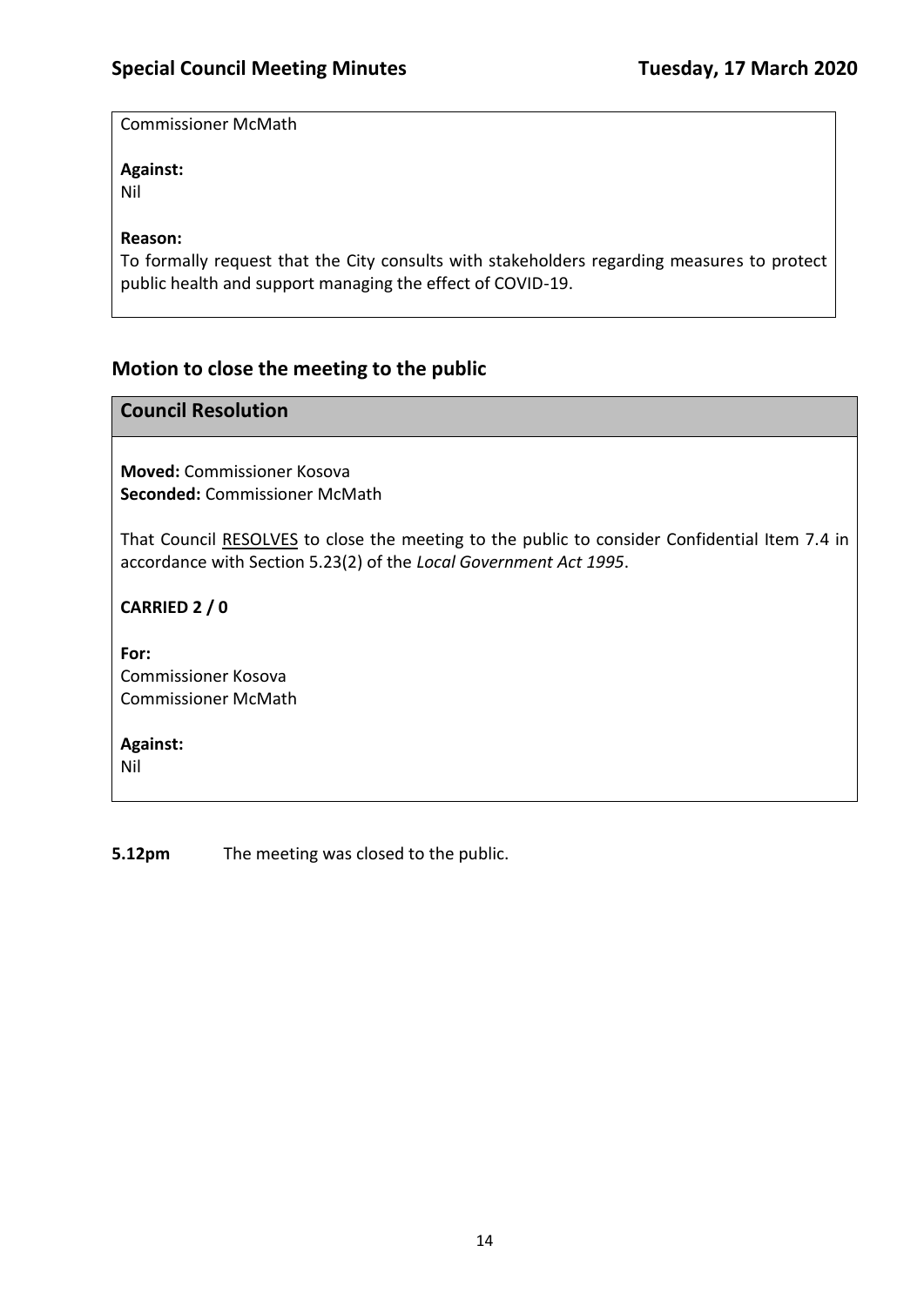Commissioner McMath

**Against:**
Nil

**Reason:**
To formally request that the City consults with stakeholders regarding measures to protect public health and support managing the effect of COVID-19.

## Motion to close the meeting to the public

### Council Resolution

**Moved:** Commissioner Kosova
**Seconded:** Commissioner McMath

That Council RESOLVES to close the meeting to the public to consider Confidential Item 7.4 in accordance with Section 5.23(2) of the *Local Government Act 1995*.

**CARRIED 2 / 0**

**For:**
Commissioner Kosova
Commissioner McMath

**Against:**
Nil

**5.12pm** The meeting was closed to the public.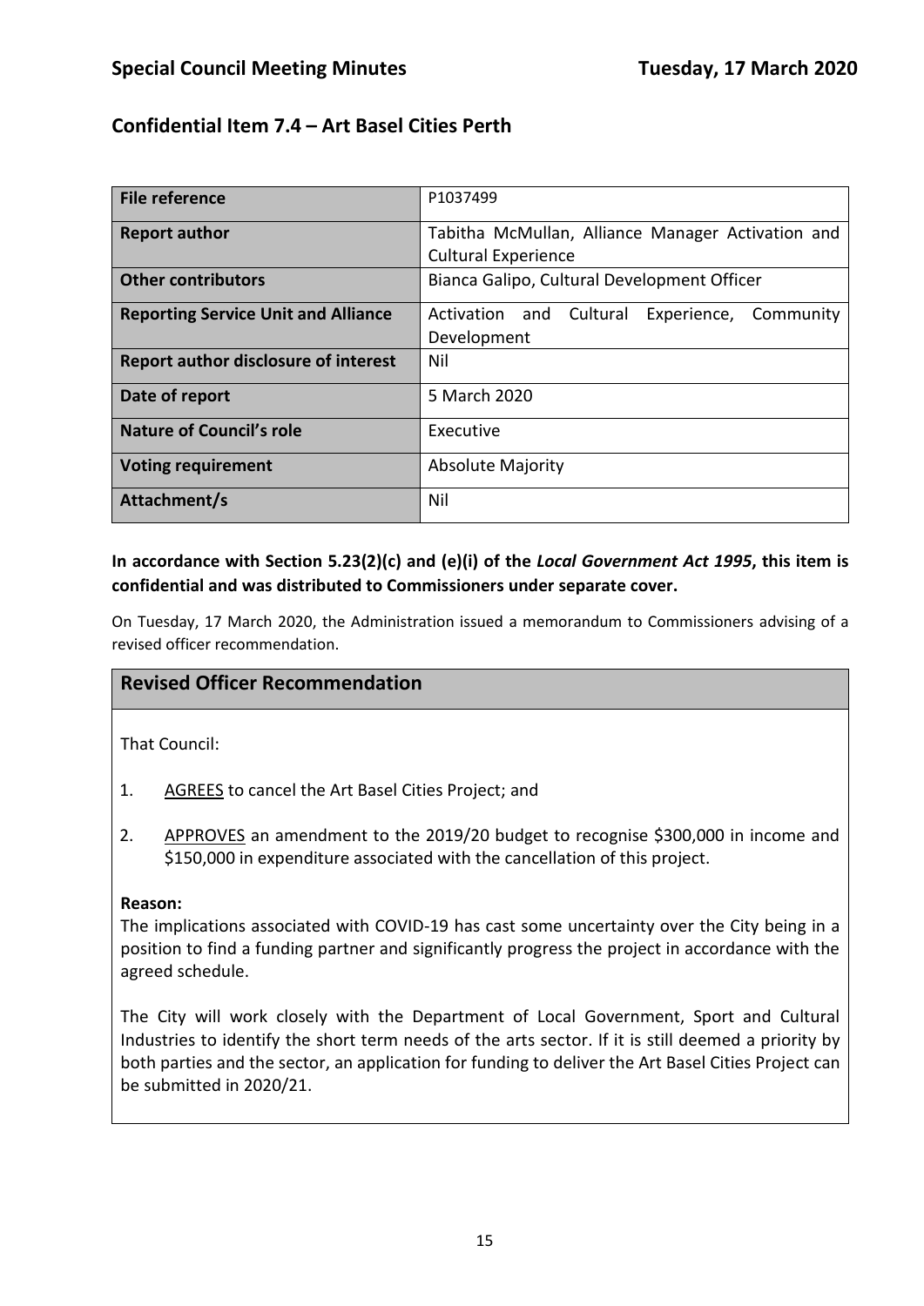## Confidential Item 7.4 – Art Basel Cities Perth

| File reference | P1037499 |
|---|---|
| **Report author** | Tabitha McMullan, Alliance Manager Activation and Cultural Experience |
| **Other contributors** | Bianca Galipo, Cultural Development Officer |
| **Reporting Service Unit and Alliance** | Activation and Cultural Experience, Community Development |
| **Report author disclosure of interest** | Nil |
| **Date of report** | 5 March 2020 |
| **Nature of Council's role** | Executive |
| **Voting requirement** | Absolute Majority |
| **Attachment/s** | Nil |

**In accordance with Section 5.23(2)(c) and (e)(i) of the *Local Government Act 1995*, this item is confidential and was distributed to Commissioners under separate cover.**

On Tuesday, 17 March 2020, the Administration issued a memorandum to Commissioners advising of a revised officer recommendation.

### Revised Officer Recommendation

That Council:

1. AGREES to cancel the Art Basel Cities Project; and

2. APPROVES an amendment to the 2019/20 budget to recognise $300,000 in income and $150,000 in expenditure associated with the cancellation of this project.

**Reason:**
The implications associated with COVID-19 has cast some uncertainty over the City being in a position to find a funding partner and significantly progress the project in accordance with the agreed schedule.

The City will work closely with the Department of Local Government, Sport and Cultural Industries to identify the short term needs of the arts sector. If it is still deemed a priority by both parties and the sector, an application for funding to deliver the Art Basel Cities Project can be submitted in 2020/21.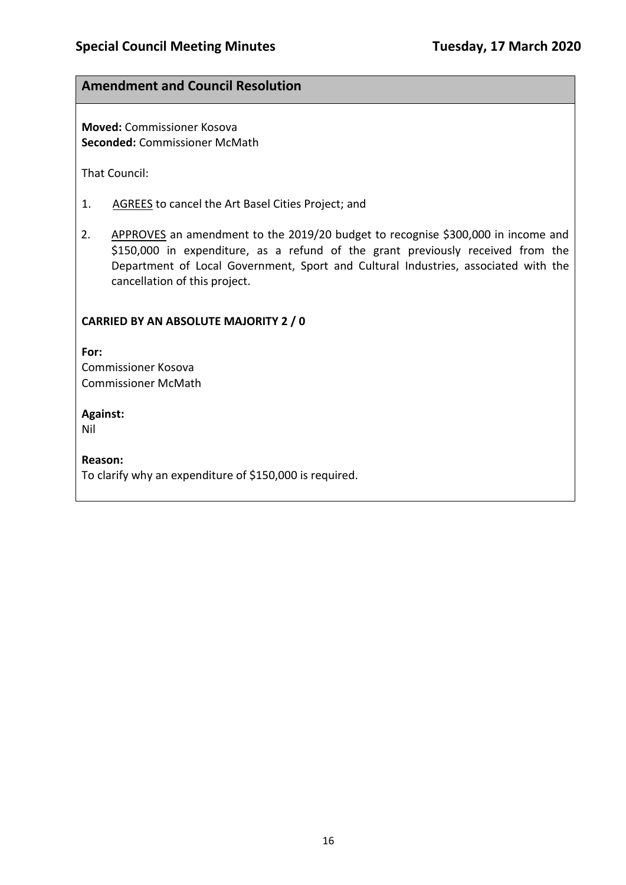## Amendment and Council Resolution

**Moved:** Commissioner Kosova
**Seconded:** Commissioner McMath

That Council:

1. AGREES to cancel the Art Basel Cities Project; and

2. APPROVES an amendment to the 2019/20 budget to recognise $300,000 in income and $150,000 in expenditure, as a refund of the grant previously received from the Department of Local Government, Sport and Cultural Industries, associated with the cancellation of this project.

**CARRIED BY AN ABSOLUTE MAJORITY 2 / 0**

**For:**
Commissioner Kosova
Commissioner McMath

**Against:**
Nil

**Reason:**
To clarify why an expenditure of $150,000 is required.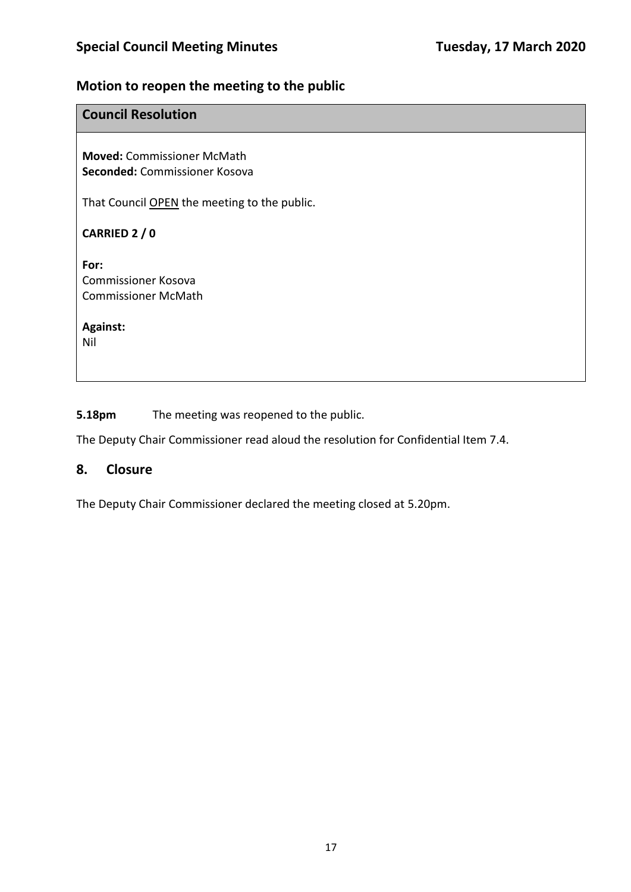## Motion to reopen the meeting to the public

### Council Resolution

**Moved:** Commissioner McMath
**Seconded:** Commissioner Kosova

That Council OPEN the meeting to the public.

**CARRIED 2 / 0**

**For:**
Commissioner Kosova
Commissioner McMath

**Against:**
Nil

**5.18pm** The meeting was reopened to the public.

The Deputy Chair Commissioner read aloud the resolution for Confidential Item 7.4.

## 8. Closure

The Deputy Chair Commissioner declared the meeting closed at 5.20pm.